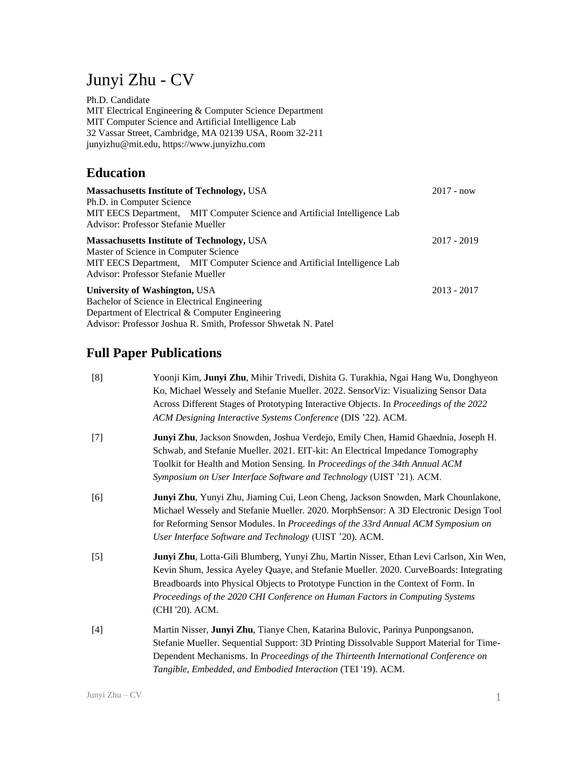# Junyi Zhu - CV

Ph.D. Candidate
MIT Electrical Engineering & Computer Science Department
MIT Computer Science and Artificial Intelligence Lab
32 Vassar Street, Cambridge, MA 02139 USA, Room 32-211
junyizhu@mit.edu, https://www.junyizhu.com

## Education

**Massachusetts Institute of Technology,** USA — 2017 - now
Ph.D. in Computer Science
MIT EECS Department, MIT Computer Science and Artificial Intelligence Lab
Advisor: Professor Stefanie Mueller

**Massachusetts Institute of Technology,** USA — 2017 - 2019
Master of Science in Computer Science
MIT EECS Department, MIT Computer Science and Artificial Intelligence Lab
Advisor: Professor Stefanie Mueller

**University of Washington,** USA — 2013 - 2017
Bachelor of Science in Electrical Engineering
Department of Electrical & Computer Engineering
Advisor: Professor Joshua R. Smith, Professor Shwetak N. Patel

## Full Paper Publications

[8] Yoonji Kim, **Junyi Zhu**, Mihir Trivedi, Dishita G. Turakhia, Ngai Hang Wu, Donghyeon Ko, Michael Wessely and Stefanie Mueller. 2022. SensorViz: Visualizing Sensor Data Across Different Stages of Prototyping Interactive Objects. In *Proceedings of the 2022 ACM Designing Interactive Systems Conference* (DIS '22). ACM.

[7] **Junyi Zhu**, Jackson Snowden, Joshua Verdejo, Emily Chen, Hamid Ghaednia, Joseph H. Schwab, and Stefanie Mueller. 2021. EIT-kit: An Electrical Impedance Tomography Toolkit for Health and Motion Sensing. In *Proceedings of the 34th Annual ACM Symposium on User Interface Software and Technology* (UIST '21). ACM.

[6] **Junyi Zhu**, Yunyi Zhu, Jiaming Cui, Leon Cheng, Jackson Snowden, Mark Chounlakone, Michael Wessely and Stefanie Mueller. 2020. MorphSensor: A 3D Electronic Design Tool for Reforming Sensor Modules. In *Proceedings of the 33rd Annual ACM Symposium on User Interface Software and Technology* (UIST '20). ACM.

[5] **Junyi Zhu**, Lotta-Gili Blumberg, Yunyi Zhu, Martin Nisser, Ethan Levi Carlson, Xin Wen, Kevin Shum, Jessica Ayeley Quaye, and Stefanie Mueller. 2020. CurveBoards: Integrating Breadboards into Physical Objects to Prototype Function in the Context of Form. In *Proceedings of the 2020 CHI Conference on Human Factors in Computing Systems* (CHI '20). ACM.

[4] Martin Nisser, **Junyi Zhu**, Tianye Chen, Katarina Bulovic, Parinya Punpongsanon, Stefanie Mueller. Sequential Support: 3D Printing Dissolvable Support Material for Time-Dependent Mechanisms. In *Proceedings of the Thirteenth International Conference on Tangible, Embedded, and Embodied Interaction* (TEI '19). ACM.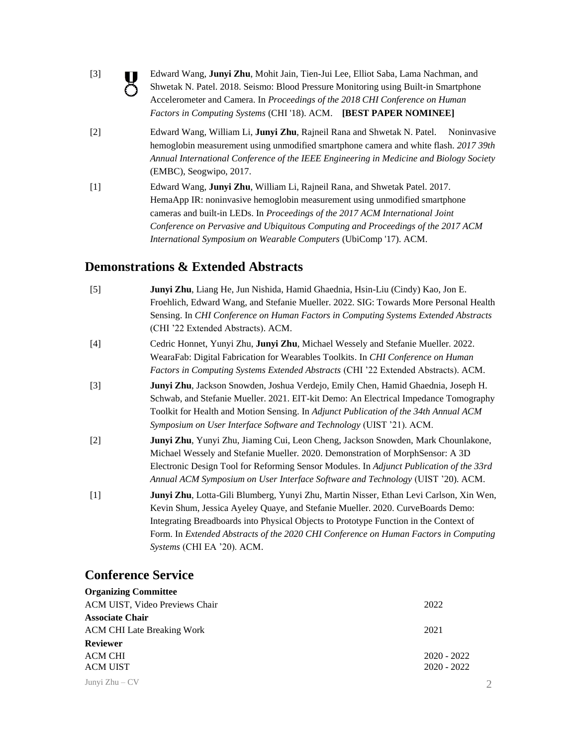[3] Edward Wang, **Junyi Zhu**, Mohit Jain, Tien-Jui Lee, Elliot Saba, Lama Nachman, and Shwetak N. Patel. 2018. Seismo: Blood Pressure Monitoring using Built-in Smartphone Accelerometer and Camera. In *Proceedings of the 2018 CHI Conference on Human Factors in Computing Systems* (CHI '18). ACM. **[BEST PAPER NOMINEE]**

[2] Edward Wang, William Li, **Junyi Zhu**, Rajneil Rana and Shwetak N. Patel. Noninvasive hemoglobin measurement using unmodified smartphone camera and white flash. *2017 39th Annual International Conference of the IEEE Engineering in Medicine and Biology Society* (EMBC), Seogwipo, 2017.

[1] Edward Wang, **Junyi Zhu**, William Li, Rajneil Rana, and Shwetak Patel. 2017. HemaApp IR: noninvasive hemoglobin measurement using unmodified smartphone cameras and built-in LEDs. In *Proceedings of the 2017 ACM International Joint Conference on Pervasive and Ubiquitous Computing and Proceedings of the 2017 ACM International Symposium on Wearable Computers* (UbiComp '17). ACM.

## Demonstrations & Extended Abstracts

[5] **Junyi Zhu**, Liang He, Jun Nishida, Hamid Ghaednia, Hsin-Liu (Cindy) Kao, Jon E. Froehlich, Edward Wang, and Stefanie Mueller. 2022. SIG: Towards More Personal Health Sensing. In *CHI Conference on Human Factors in Computing Systems Extended Abstracts* (CHI '22 Extended Abstracts). ACM.

[4] Cedric Honnet, Yunyi Zhu, **Junyi Zhu**, Michael Wessely and Stefanie Mueller. 2022. WearaFab: Digital Fabrication for Wearables Toolkits. In *CHI Conference on Human Factors in Computing Systems Extended Abstracts* (CHI '22 Extended Abstracts). ACM.

[3] **Junyi Zhu**, Jackson Snowden, Joshua Verdejo, Emily Chen, Hamid Ghaednia, Joseph H. Schwab, and Stefanie Mueller. 2021. EIT-kit Demo: An Electrical Impedance Tomography Toolkit for Health and Motion Sensing. In *Adjunct Publication of the 34th Annual ACM Symposium on User Interface Software and Technology* (UIST '21). ACM.

[2] **Junyi Zhu**, Yunyi Zhu, Jiaming Cui, Leon Cheng, Jackson Snowden, Mark Chounlakone, Michael Wessely and Stefanie Mueller. 2020. Demonstration of MorphSensor: A 3D Electronic Design Tool for Reforming Sensor Modules. In *Adjunct Publication of the 33rd Annual ACM Symposium on User Interface Software and Technology* (UIST '20). ACM.

[1] **Junyi Zhu**, Lotta-Gili Blumberg, Yunyi Zhu, Martin Nisser, Ethan Levi Carlson, Xin Wen, Kevin Shum, Jessica Ayeley Quaye, and Stefanie Mueller. 2020. CurveBoards Demo: Integrating Breadboards into Physical Objects to Prototype Function in the Context of Form. In *Extended Abstracts of the 2020 CHI Conference on Human Factors in Computing Systems* (CHI EA '20). ACM.

## Conference Service

**Organizing Committee**

ACM UIST, Video Previews Chair — 2022

**Associate Chair**

ACM CHI Late Breaking Work — 2021

**Reviewer**

ACM CHI — 2020 - 2022

ACM UIST — 2020 - 2022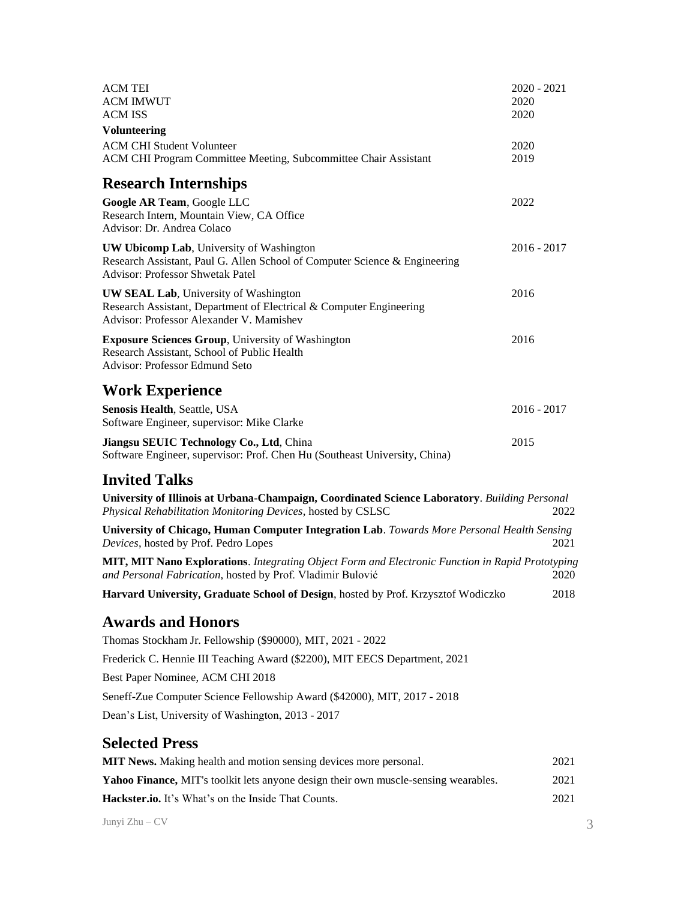ACM TEI 2020 - 2021
ACM IMWUT 2020
ACM ISS 2020

**Volunteering**

ACM CHI Student Volunteer 2020
ACM CHI Program Committee Meeting, Subcommittee Chair Assistant 2019

## Research Internships

**Google AR Team**, Google LLC 2022
Research Intern, Mountain View, CA Office
Advisor: Dr. Andrea Colaco

**UW Ubicomp Lab**, University of Washington 2016 - 2017
Research Assistant, Paul G. Allen School of Computer Science & Engineering
Advisor: Professor Shwetak Patel

**UW SEAL Lab**, University of Washington 2016
Research Assistant, Department of Electrical & Computer Engineering
Advisor: Professor Alexander V. Mamishev

**Exposure Sciences Group**, University of Washington 2016
Research Assistant, School of Public Health
Advisor: Professor Edmund Seto

## Work Experience

**Senosis Health**, Seattle, USA 2016 - 2017
Software Engineer, supervisor: Mike Clarke

**Jiangsu SEUIC Technology Co., Ltd**, China 2015
Software Engineer, supervisor: Prof. Chen Hu (Southeast University, China)

## Invited Talks

**University of Illinois at Urbana-Champaign, Coordinated Science Laboratory**. *Building Personal Physical Rehabilitation Monitoring Devices*, hosted by CSLSC 2022

**University of Chicago, Human Computer Integration Lab**. *Towards More Personal Health Sensing Devices*, hosted by Prof. Pedro Lopes 2021

**MIT, MIT Nano Explorations**. *Integrating Object Form and Electronic Function in Rapid Prototyping and Personal Fabrication*, hosted by Prof. Vladimir Bulović 2020

**Harvard University, Graduate School of Design**, hosted by Prof. Krzysztof Wodiczko 2018

## Awards and Honors

Thomas Stockham Jr. Fellowship ($90000), MIT, 2021 - 2022

Frederick C. Hennie III Teaching Award ($2200), MIT EECS Department, 2021

Best Paper Nominee, ACM CHI 2018

Seneff-Zue Computer Science Fellowship Award ($42000), MIT, 2017 - 2018

Dean's List, University of Washington, 2013 - 2017

## Selected Press

**MIT News.** Making health and motion sensing devices more personal. 2021

**Yahoo Finance,** MIT's toolkit lets anyone design their own muscle-sensing wearables. 2021

**Hackster.io.** It's What's on the Inside That Counts. 2021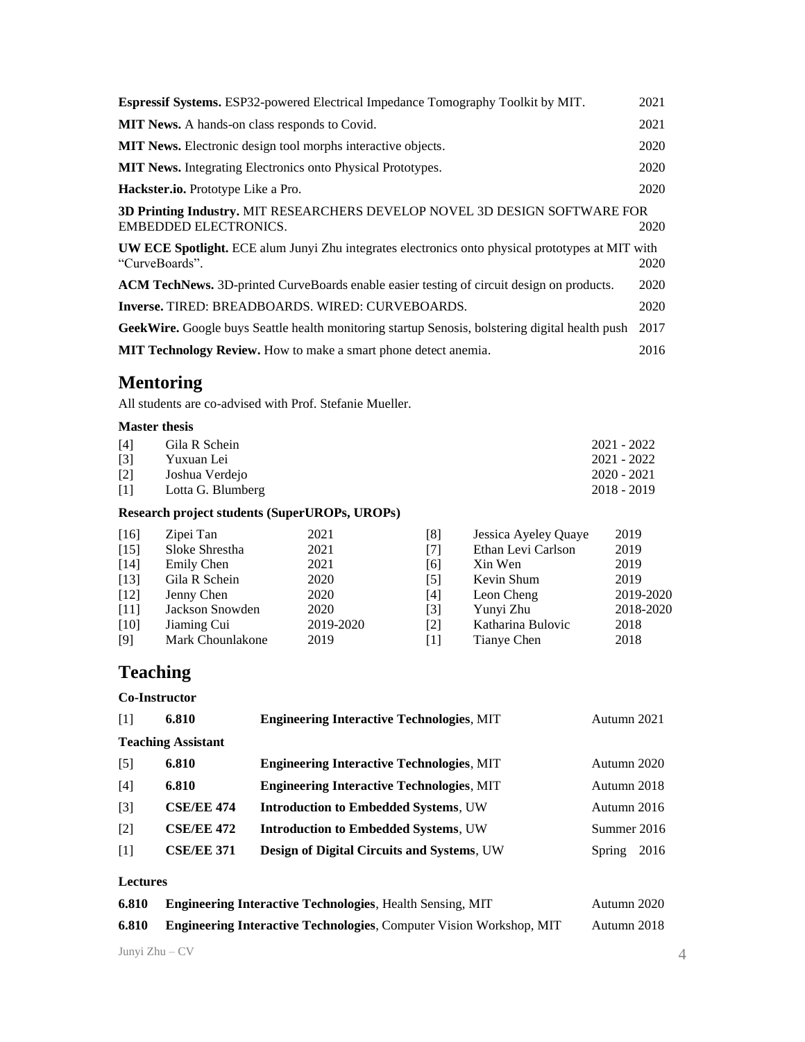| | |
|---|---|
| **Espressif Systems.** ESP32-powered Electrical Impedance Tomography Toolkit by MIT. | 2021 |
| **MIT News.** A hands-on class responds to Covid. | 2021 |
| **MIT News.** Electronic design tool morphs interactive objects. | 2020 |
| **MIT News.** Integrating Electronics onto Physical Prototypes. | 2020 |
| **Hackster.io.** Prototype Like a Pro. | 2020 |
| **3D Printing Industry.** MIT RESEARCHERS DEVELOP NOVEL 3D DESIGN SOFTWARE FOR EMBEDDED ELECTRONICS. | 2020 |
| **UW ECE Spotlight.** ECE alum Junyi Zhu integrates electronics onto physical prototypes at MIT with "CurveBoards". | 2020 |
| **ACM TechNews.** 3D-printed CurveBoards enable easier testing of circuit design on products. | 2020 |
| **Inverse.** TIRED: BREADBOARDS. WIRED: CURVEBOARDS. | 2020 |
| **GeekWire.** Google buys Seattle health monitoring startup Senosis, bolstering digital health push | 2017 |
| **MIT Technology Review.** How to make a smart phone detect anemia. | 2016 |

## Mentoring

All students are co-advised with Prof. Stefanie Mueller.

### Master thesis

| | | |
|---|---|---|
| [4] | Gila R Schein | 2021 - 2022 |
| [3] | Yuxuan Lei | 2021 - 2022 |
| [2] | Joshua Verdejo | 2020 - 2021 |
| [1] | Lotta G. Blumberg | 2018 - 2019 |

### Research project students (SuperUROPs, UROPs)

| | | |
|---|---|---|
| [16] | Zipei Tan | 2021 |
| [15] | Sloke Shrestha | 2021 |
| [14] | Emily Chen | 2021 |
| [13] | Gila R Schein | 2020 |
| [12] | Jenny Chen | 2020 |
| [11] | Jackson Snowden | 2020 |
| [10] | Jiaming Cui | 2019-2020 |
| [9] | Mark Chounlakone | 2019 |
| [8] | Jessica Ayeley Quaye | 2019 |
| [7] | Ethan Levi Carlson | 2019 |
| [6] | Xin Wen | 2019 |
| [5] | Kevin Shum | 2019 |
| [4] | Leon Cheng | 2019-2020 |
| [3] | Yunyi Zhu | 2018-2020 |
| [2] | Katharina Bulovic | 2018 |
| [1] | Tianye Chen | 2018 |

## Teaching

### Co-Instructor

| | | | |
|---|---|---|---|
| [1] | **6.810** | **Engineering Interactive Technologies**, MIT | Autumn 2021 |

### Teaching Assistant

| | | | |
|---|---|---|---|
| [5] | **6.810** | **Engineering Interactive Technologies**, MIT | Autumn 2020 |
| [4] | **6.810** | **Engineering Interactive Technologies**, MIT | Autumn 2018 |
| [3] | **CSE/EE 474** | **Introduction to Embedded Systems**, UW | Autumn 2016 |
| [2] | **CSE/EE 472** | **Introduction to Embedded Systems**, UW | Summer 2016 |
| [1] | **CSE/EE 371** | **Design of Digital Circuits and Systems**, UW | Spring 2016 |

### Lectures

| | | |
|---|---|---|
| **6.810** | **Engineering Interactive Technologies**, Health Sensing, MIT | Autumn 2020 |
| **6.810** | **Engineering Interactive Technologies**, Computer Vision Workshop, MIT | Autumn 2018 |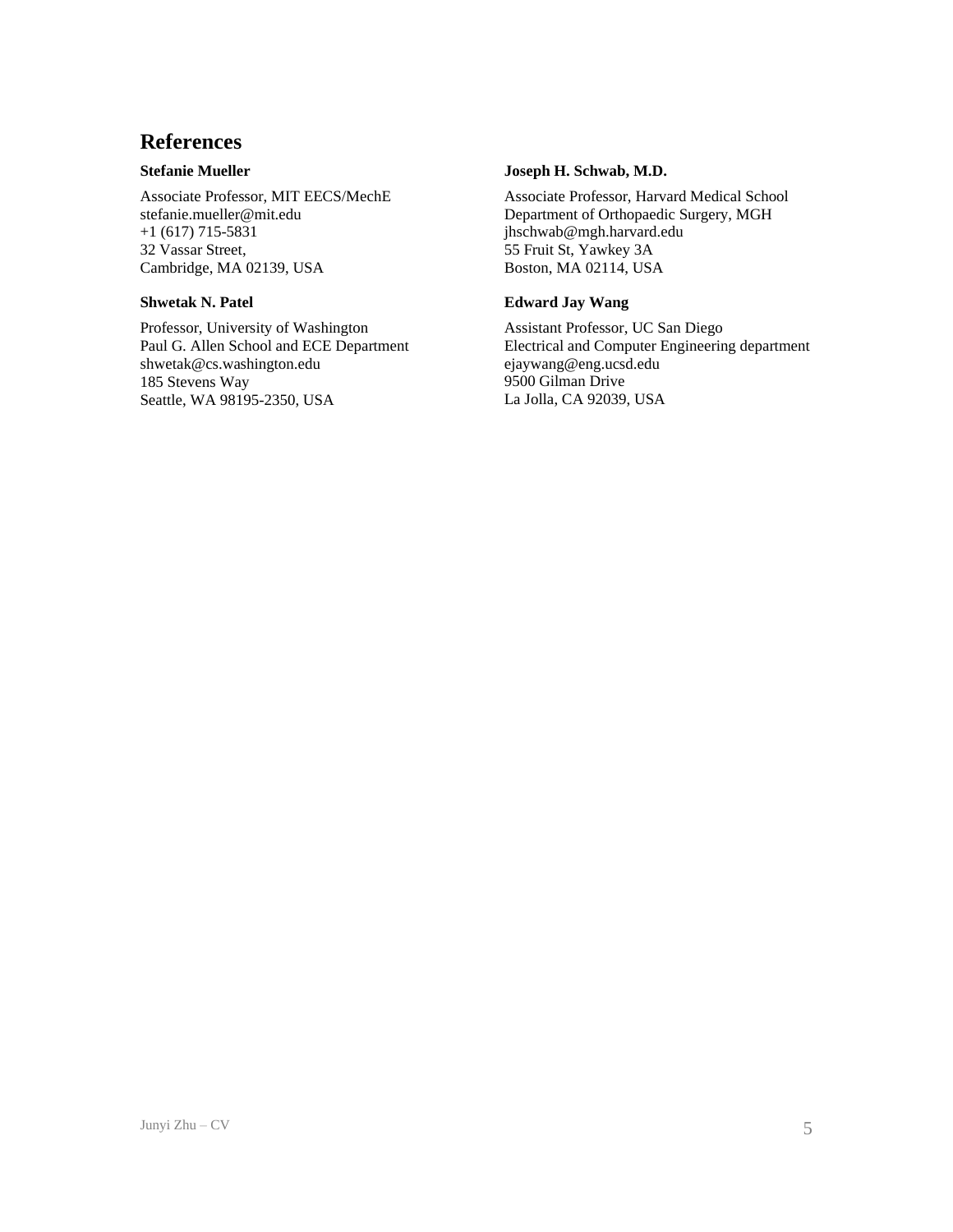## References

**Stefanie Mueller**

Associate Professor, MIT EECS/MechE
stefanie.mueller@mit.edu
+1 (617) 715-5831
32 Vassar Street,
Cambridge, MA 02139, USA

**Joseph H. Schwab, M.D.**

Associate Professor, Harvard Medical School
Department of Orthopaedic Surgery, MGH
jhschwab@mgh.harvard.edu
55 Fruit St, Yawkey 3A
Boston, MA 02114, USA

**Shwetak N. Patel**

Professor, University of Washington
Paul G. Allen School and ECE Department
shwetak@cs.washington.edu
185 Stevens Way
Seattle, WA 98195-2350, USA

**Edward Jay Wang**

Assistant Professor, UC San Diego
Electrical and Computer Engineering department
ejaywang@eng.ucsd.edu
9500 Gilman Drive
La Jolla, CA 92039, USA